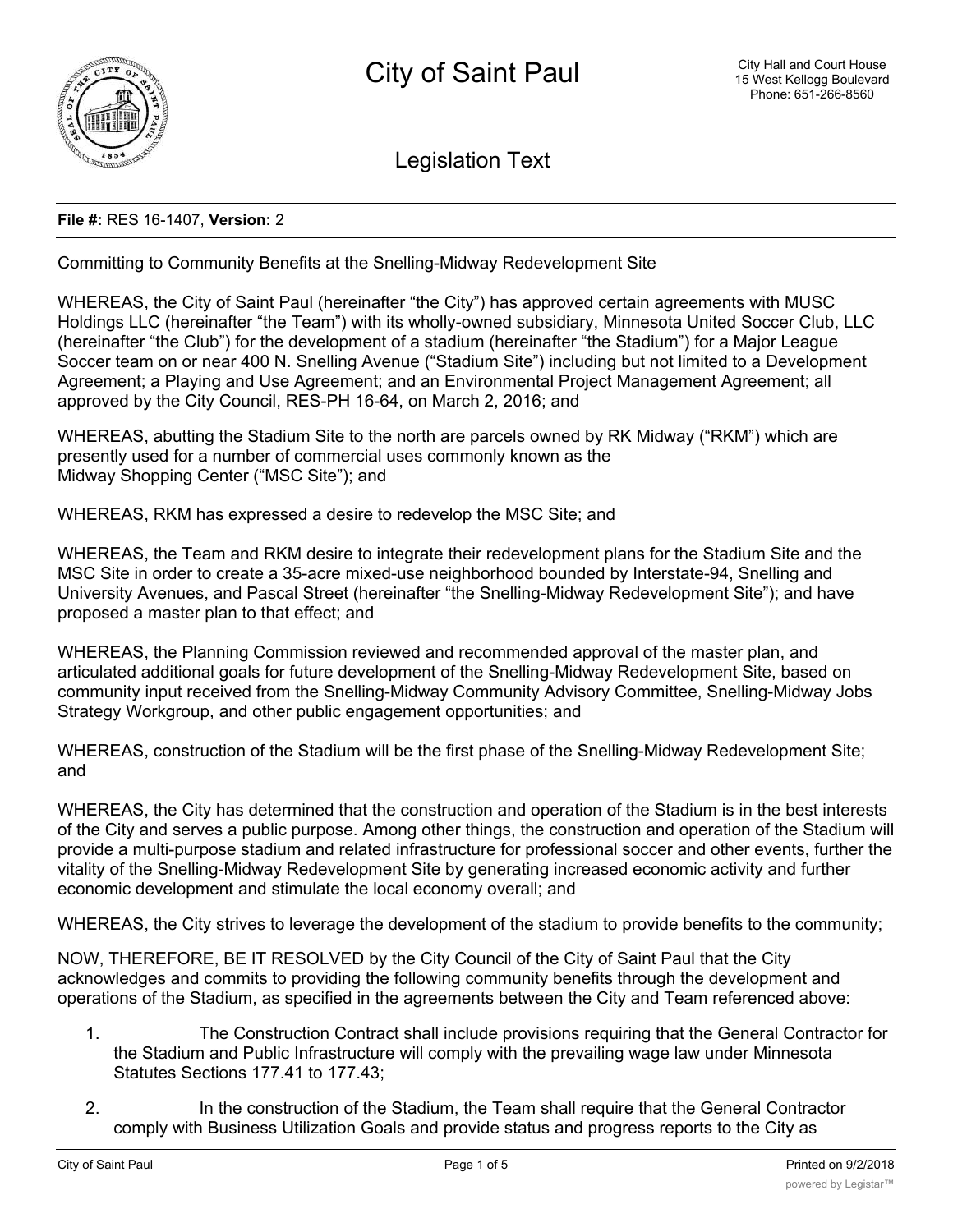# City of Saint Paul

City Hall and Court House
15 West Kellogg Boulevard
Phone: 651-266-8560

## Legislation Text

**File #:** RES 16-1407, **Version:** 2

Committing to Community Benefits at the Snelling-Midway Redevelopment Site

WHEREAS, the City of Saint Paul (hereinafter "the City") has approved certain agreements with MUSC Holdings LLC (hereinafter "the Team") with its wholly-owned subsidiary, Minnesota United Soccer Club, LLC (hereinafter "the Club") for the development of a stadium (hereinafter "the Stadium") for a Major League Soccer team on or near 400 N. Snelling Avenue ("Stadium Site") including but not limited to a Development Agreement; a Playing and Use Agreement; and an Environmental Project Management Agreement; all approved by the City Council, RES-PH 16-64, on March 2, 2016; and

WHEREAS, abutting the Stadium Site to the north are parcels owned by RK Midway ("RKM") which are presently used for a number of commercial uses commonly known as the Midway Shopping Center ("MSC Site"); and

WHEREAS, RKM has expressed a desire to redevelop the MSC Site; and

WHEREAS, the Team and RKM desire to integrate their redevelopment plans for the Stadium Site and the MSC Site in order to create a 35-acre mixed-use neighborhood bounded by Interstate-94, Snelling and University Avenues, and Pascal Street (hereinafter "the Snelling-Midway Redevelopment Site"); and have proposed a master plan to that effect; and

WHEREAS, the Planning Commission reviewed and recommended approval of the master plan, and articulated additional goals for future development of the Snelling-Midway Redevelopment Site, based on community input received from the Snelling-Midway Community Advisory Committee, Snelling-Midway Jobs Strategy Workgroup, and other public engagement opportunities; and

WHEREAS, construction of the Stadium will be the first phase of the Snelling-Midway Redevelopment Site; and

WHEREAS, the City has determined that the construction and operation of the Stadium is in the best interests of the City and serves a public purpose. Among other things, the construction and operation of the Stadium will provide a multi-purpose stadium and related infrastructure for professional soccer and other events, further the vitality of the Snelling-Midway Redevelopment Site by generating increased economic activity and further economic development and stimulate the local economy overall; and

WHEREAS, the City strives to leverage the development of the stadium to provide benefits to the community;

NOW, THEREFORE, BE IT RESOLVED by the City Council of the City of Saint Paul that the City acknowledges and commits to providing the following community benefits through the development and operations of the Stadium, as specified in the agreements between the City and Team referenced above:

1. The Construction Contract shall include provisions requiring that the General Contractor for the Stadium and Public Infrastructure will comply with the prevailing wage law under Minnesota Statutes Sections 177.41 to 177.43;

2. In the construction of the Stadium, the Team shall require that the General Contractor comply with Business Utilization Goals and provide status and progress reports to the City as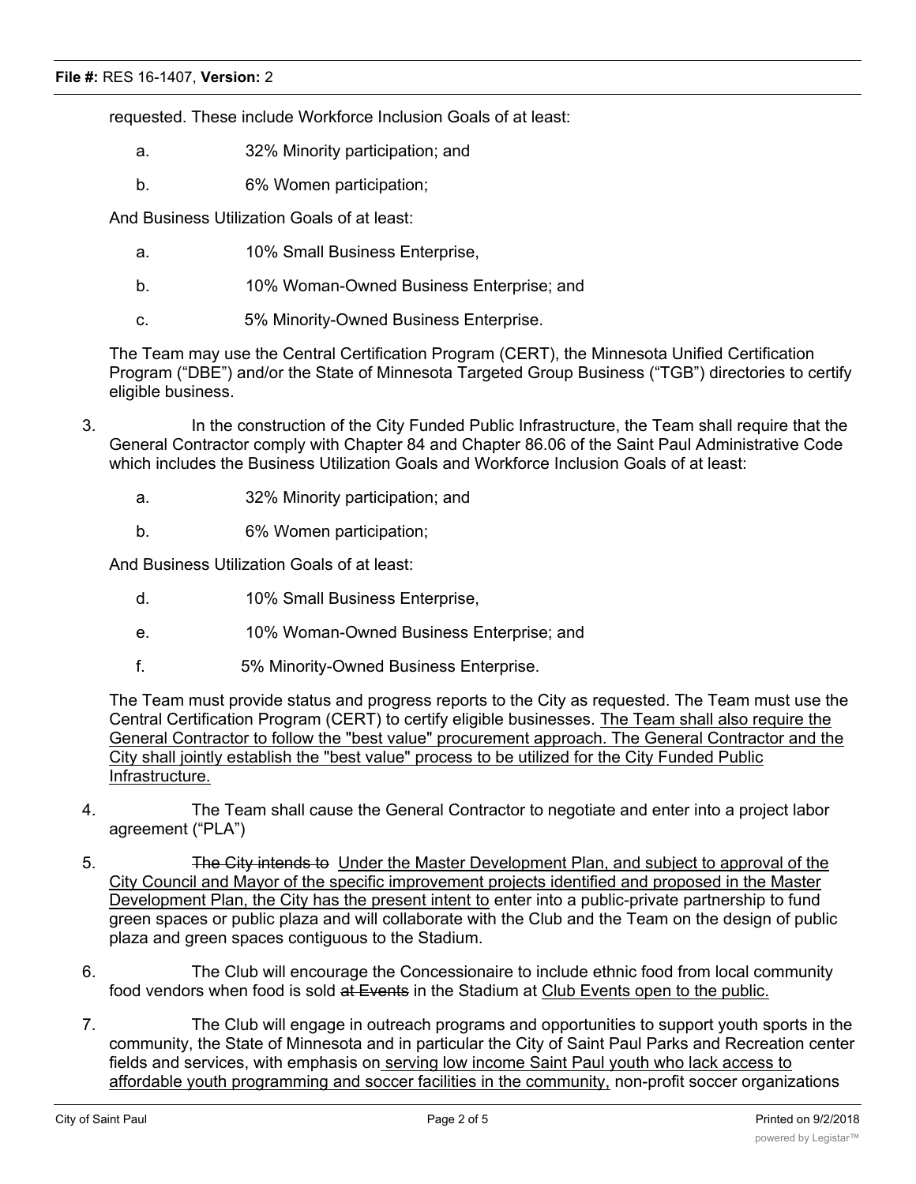requested. These include Workforce Inclusion Goals of at least:

a. 32% Minority participation; and

b. 6% Women participation;

And Business Utilization Goals of at least:

a. 10% Small Business Enterprise,

b. 10% Woman-Owned Business Enterprise; and

c. 5% Minority-Owned Business Enterprise.

The Team may use the Central Certification Program (CERT), the Minnesota Unified Certification Program ("DBE") and/or the State of Minnesota Targeted Group Business ("TGB") directories to certify eligible business.

3. In the construction of the City Funded Public Infrastructure, the Team shall require that the General Contractor comply with Chapter 84 and Chapter 86.06 of the Saint Paul Administrative Code which includes the Business Utilization Goals and Workforce Inclusion Goals of at least:

a. 32% Minority participation; and

b. 6% Women participation;

And Business Utilization Goals of at least:

d. 10% Small Business Enterprise,

e. 10% Woman-Owned Business Enterprise; and

f. 5% Minority-Owned Business Enterprise.

The Team must provide status and progress reports to the City as requested. The Team must use the Central Certification Program (CERT) to certify eligible businesses. <u>The Team shall also require the General Contractor to follow the "best value" procurement approach. The General Contractor and the City shall jointly establish the "best value" process to be utilized for the City Funded Public Infrastructure.</u>

4. The Team shall cause the General Contractor to negotiate and enter into a project labor agreement ("PLA")

5. ~~The City intends to~~ <u>Under the Master Development Plan, and subject to approval of the City Council and Mayor of the specific improvement projects identified and proposed in the Master Development Plan, the City has the present intent to</u> enter into a public-private partnership to fund green spaces or public plaza and will collaborate with the Club and the Team on the design of public plaza and green spaces contiguous to the Stadium.

6. The Club will encourage the Concessionaire to include ethnic food from local community food vendors when food is sold ~~at Events~~ in the Stadium at <u>Club Events open to the public.</u>

7. The Club will engage in outreach programs and opportunities to support youth sports in the community, the State of Minnesota and in particular the City of Saint Paul Parks and Recreation center fields and services, with emphasis on <u>serving low income Saint Paul youth who lack access to affordable youth programming and soccer facilities in the community,</u> non-profit soccer organizations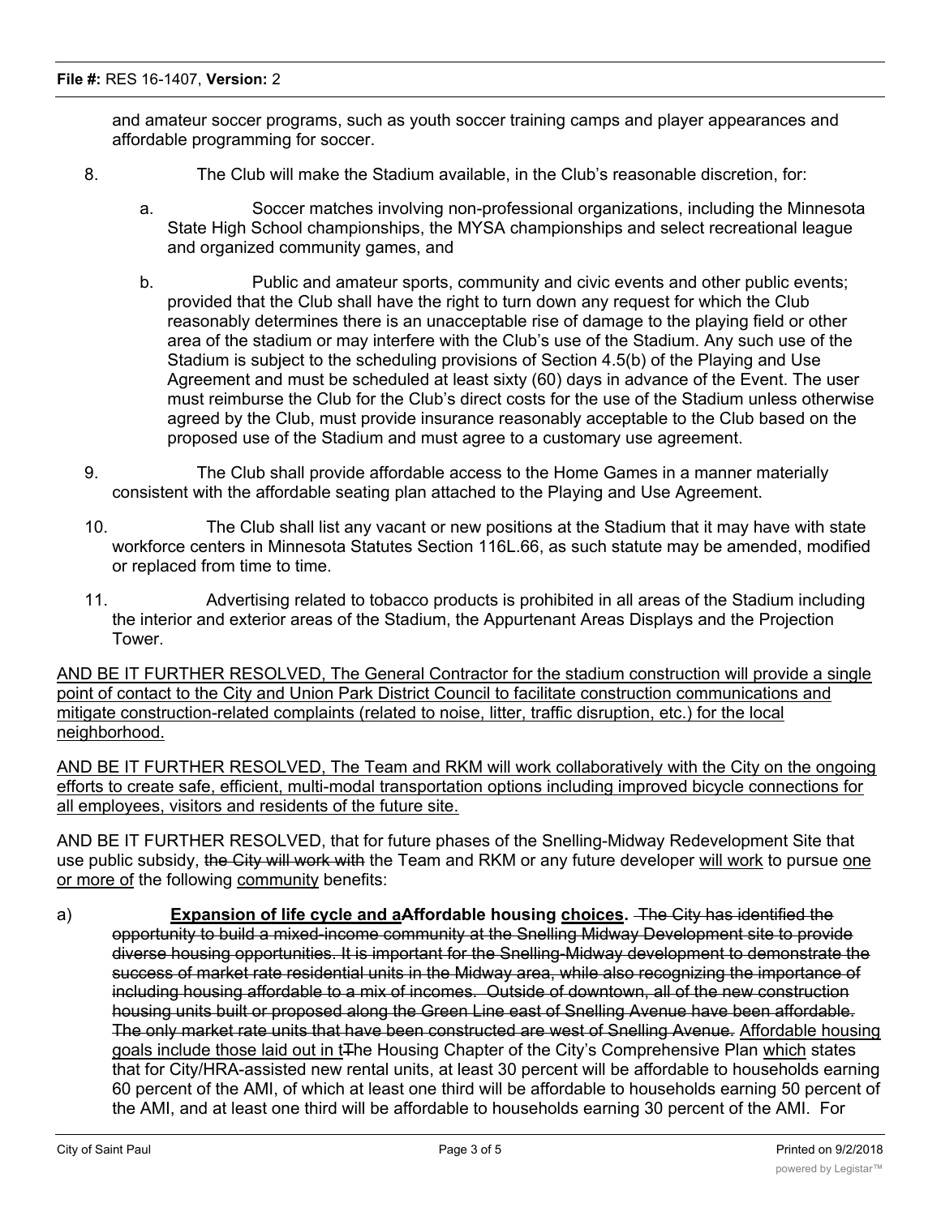and amateur soccer programs, such as youth soccer training camps and player appearances and affordable programming for soccer.

8. The Club will make the Stadium available, in the Club's reasonable discretion, for:

    a. Soccer matches involving non-professional organizations, including the Minnesota State High School championships, the MYSA championships and select recreational league and organized community games, and

    b. Public and amateur sports, community and civic events and other public events; provided that the Club shall have the right to turn down any request for which the Club reasonably determines there is an unacceptable rise of damage to the playing field or other area of the stadium or may interfere with the Club's use of the Stadium. Any such use of the Stadium is subject to the scheduling provisions of Section 4.5(b) of the Playing and Use Agreement and must be scheduled at least sixty (60) days in advance of the Event. The user must reimburse the Club for the Club's direct costs for the use of the Stadium unless otherwise agreed by the Club, must provide insurance reasonably acceptable to the Club based on the proposed use of the Stadium and must agree to a customary use agreement.

9. The Club shall provide affordable access to the Home Games in a manner materially consistent with the affordable seating plan attached to the Playing and Use Agreement.

10. The Club shall list any vacant or new positions at the Stadium that it may have with state workforce centers in Minnesota Statutes Section 116L.66, as such statute may be amended, modified or replaced from time to time.

11. Advertising related to tobacco products is prohibited in all areas of the Stadium including the interior and exterior areas of the Stadium, the Appurtenant Areas Displays and the Projection Tower.

<u>AND BE IT FURTHER RESOLVED, The General Contractor for the stadium construction will provide a single point of contact to the City and Union Park District Council to facilitate construction communications and mitigate construction-related complaints (related to noise, litter, traffic disruption, etc.) for the local neighborhood.</u>

<u>AND BE IT FURTHER RESOLVED, The Team and RKM will work collaboratively with the City on the ongoing efforts to create safe, efficient, multi-modal transportation options including improved bicycle connections for all employees, visitors and residents of the future site.</u>

AND BE IT FURTHER RESOLVED, that for future phases of the Snelling-Midway Redevelopment Site that use public subsidy, ~~the City will work with~~ the Team and RKM or any future developer <u>will work</u> to pursue <u>one or more of</u> the following <u>community</u> benefits:

a) **<u>Expansion of life cycle and a</u>~~A~~ffordable housing <u>choices</u>.** ~~The City has identified the opportunity to build a mixed-income community at the Snelling Midway Development site to provide diverse housing opportunities. It is important for the Snelling-Midway development to demonstrate the success of market rate residential units in the Midway area, while also recognizing the importance of including housing affordable to a mix of incomes. Outside of downtown, all of the new construction housing units built or proposed along the Green Line east of Snelling Avenue have been affordable. The only market rate units that have been constructed are west of Snelling Avenue.~~ <u>Affordable housing goals include those laid out in t</u>~~T~~he Housing Chapter of the City's Comprehensive Plan <u>which</u> states that for City/HRA-assisted new rental units, at least 30 percent will be affordable to households earning 60 percent of the AMI, of which at least one third will be affordable to households earning 50 percent of the AMI, and at least one third will be affordable to households earning 30 percent of the AMI. For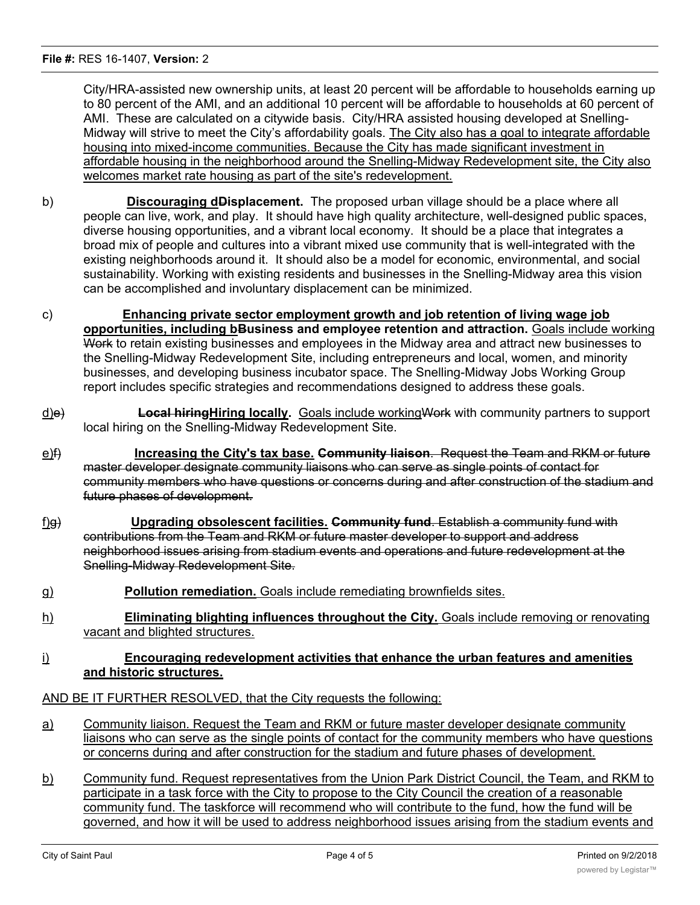City/HRA-assisted new ownership units, at least 20 percent will be affordable to households earning up to 80 percent of the AMI, and an additional 10 percent will be affordable to households at 60 percent of AMI. These are calculated on a citywide basis. City/HRA assisted housing developed at Snelling-Midway will strive to meet the City's affordability goals. The City also has a goal to integrate affordable housing into mixed-income communities. Because the City has made significant investment in affordable housing in the neighborhood around the Snelling-Midway Redevelopment site, the City also welcomes market rate housing as part of the site's redevelopment.

b) **Discouraging dDisplacement.** The proposed urban village should be a place where all people can live, work, and play. It should have high quality architecture, well-designed public spaces, diverse housing opportunities, and a vibrant local economy. It should be a place that integrates a broad mix of people and cultures into a vibrant mixed use community that is well-integrated with the existing neighborhoods around it. It should also be a model for economic, environmental, and social sustainability. Working with existing residents and businesses in the Snelling-Midway area this vision can be accomplished and involuntary displacement can be minimized.

c) **Enhancing private sector employment growth and job retention of living wage job opportunities, including bBusiness and employee retention and attraction.** Goals include working Work to retain existing businesses and employees in the Midway area and attract new businesses to the Snelling-Midway Redevelopment Site, including entrepreneurs and local, women, and minority businesses, and developing business incubator space. The Snelling-Midway Jobs Working Group report includes specific strategies and recommendations designed to address these goals.

d)e) **~~Local hiring~~Hiring locally.** Goals include workingWork with community partners to support local hiring on the Snelling-Midway Redevelopment Site.

e)f) **Increasing the City's tax base.** ~~**Community liaison**. Request the Team and RKM or future master developer designate community liaisons who can serve as single points of contact for community members who have questions or concerns during and after construction of the stadium and future phases of development.~~

f)g) **Upgrading obsolescent facilities.** ~~**Community fund**. Establish a community fund with contributions from the Team and RKM or future master developer to support and address neighborhood issues arising from stadium events and operations and future redevelopment at the Snelling-Midway Redevelopment Site.~~

g) **Pollution remediation.** Goals include remediating brownfields sites.

h) **Eliminating blighting influences throughout the City.** Goals include removing or renovating vacant and blighted structures.

i) **Encouraging redevelopment activities that enhance the urban features and amenities and historic structures.**

AND BE IT FURTHER RESOLVED, that the City requests the following:

a) Community liaison. Request the Team and RKM or future master developer designate community liaisons who can serve as the single points of contact for the community members who have questions or concerns during and after construction for the stadium and future phases of development.

b) Community fund. Request representatives from the Union Park District Council, the Team, and RKM to participate in a task force with the City to propose to the City Council the creation of a reasonable community fund. The taskforce will recommend who will contribute to the fund, how the fund will be governed, and how it will be used to address neighborhood issues arising from the stadium events and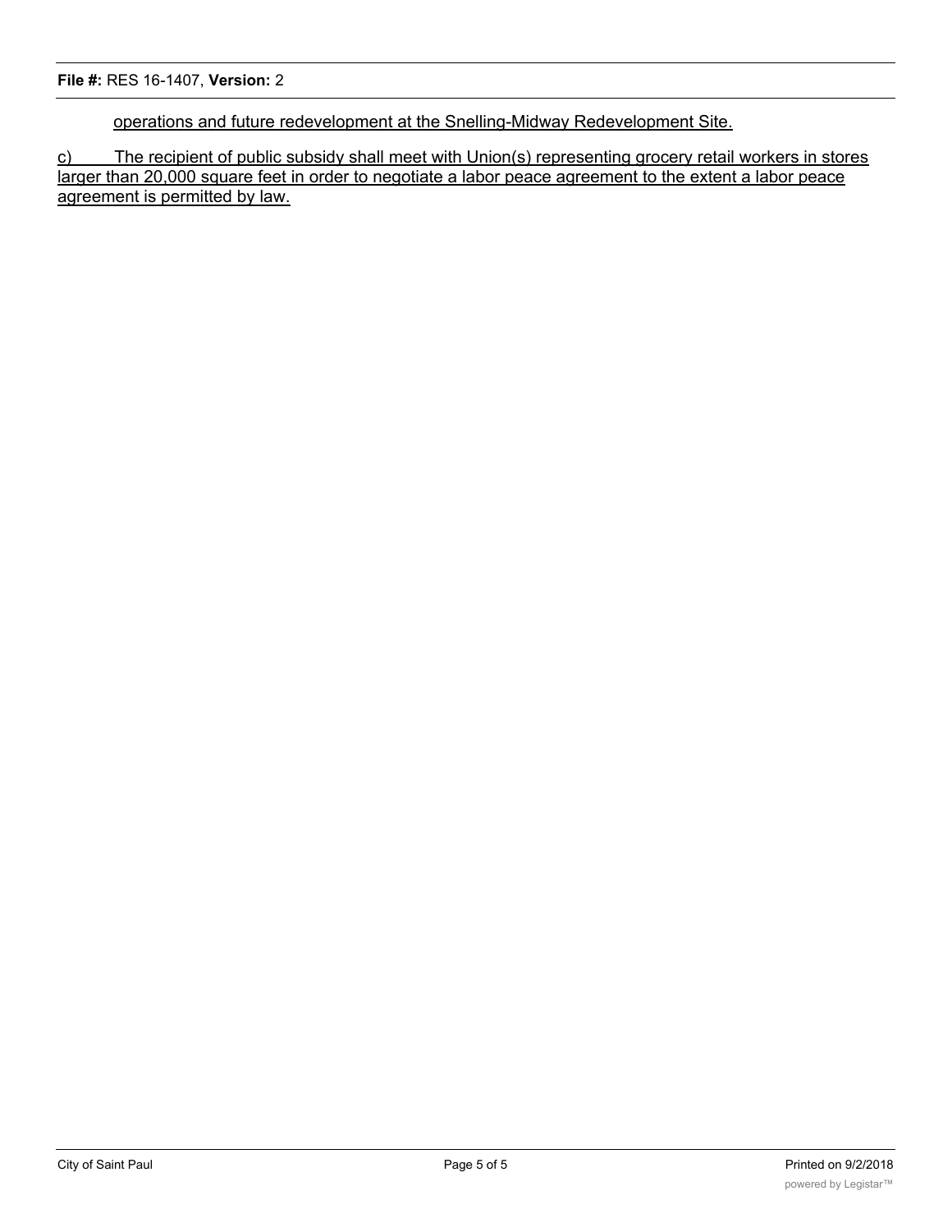<u>operations and future redevelopment at the Snelling-Midway Redevelopment Site.</u>

<u>c) The recipient of public subsidy shall meet with Union(s) representing grocery retail workers in stores larger than 20,000 square feet in order to negotiate a labor peace agreement to the extent a labor peace agreement is permitted by law.</u>